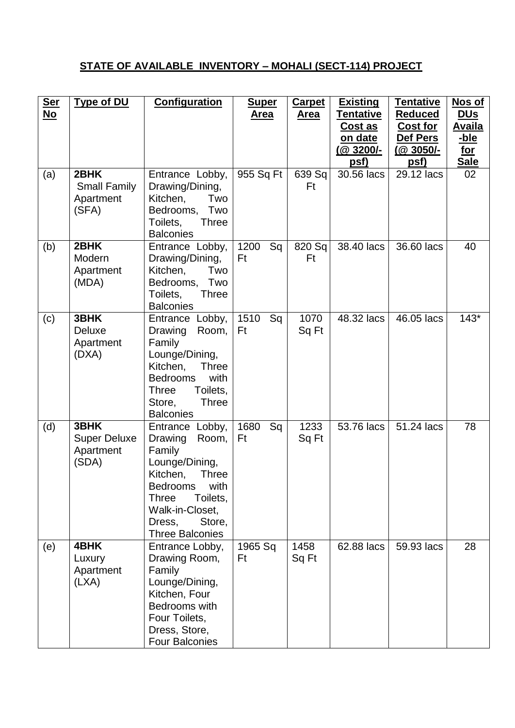## STATE OF AVAILABLE INVENTORY – MOHALI (SECT-114) PROJECT

| Ser No | Type of DU | Configuration | Super Area | Carpet Area | Existing Tentative Cost as on date (@ 3200/- psf) | Tentative Reduced Cost for Def Pers (@ 3050/- psf) | Nos of DUs Availa -ble for Sale |
|---|---|---|---|---|---|---|---|
| (a) | **2BHK** Small Family Apartment (SFA) | Entrance Lobby, Drawing/Dining, Kitchen, Two Bedrooms, Two Toilets, Three Balconies | 955 Sq Ft | 639 Sq Ft | 30.56 lacs | 29.12 lacs | 02 |
| (b) | **2BHK** Modern Apartment (MDA) | Entrance Lobby, Drawing/Dining, Kitchen, Two Bedrooms, Two Toilets, Three Balconies | 1200 Sq Ft | 820 Sq Ft | 38.40 lacs | 36.60 lacs | 40 |
| (c) | **3BHK** Deluxe Apartment (DXA) | Entrance Lobby, Drawing Room, Family Lounge/Dining, Kitchen, Three Bedrooms with Three Toilets, Store, Three Balconies | 1510 Sq Ft | 1070 Sq Ft | 48.32 lacs | 46.05 lacs | 143* |
| (d) | **3BHK** Super Deluxe Apartment (SDA) | Entrance Lobby, Drawing Room, Family Lounge/Dining, Kitchen, Three Bedrooms with Three Toilets, Walk-in-Closet, Dress, Store, Three Balconies | 1680 Sq Ft | 1233 Sq Ft | 53.76 lacs | 51.24 lacs | 78 |
| (e) | **4BHK** Luxury Apartment (LXA) | Entrance Lobby, Drawing Room, Family Lounge/Dining, Kitchen, Four Bedrooms with Four Toilets, Dress, Store, Four Balconies | 1965 Sq Ft | 1458 Sq Ft | 62.88 lacs | 59.93 lacs | 28 |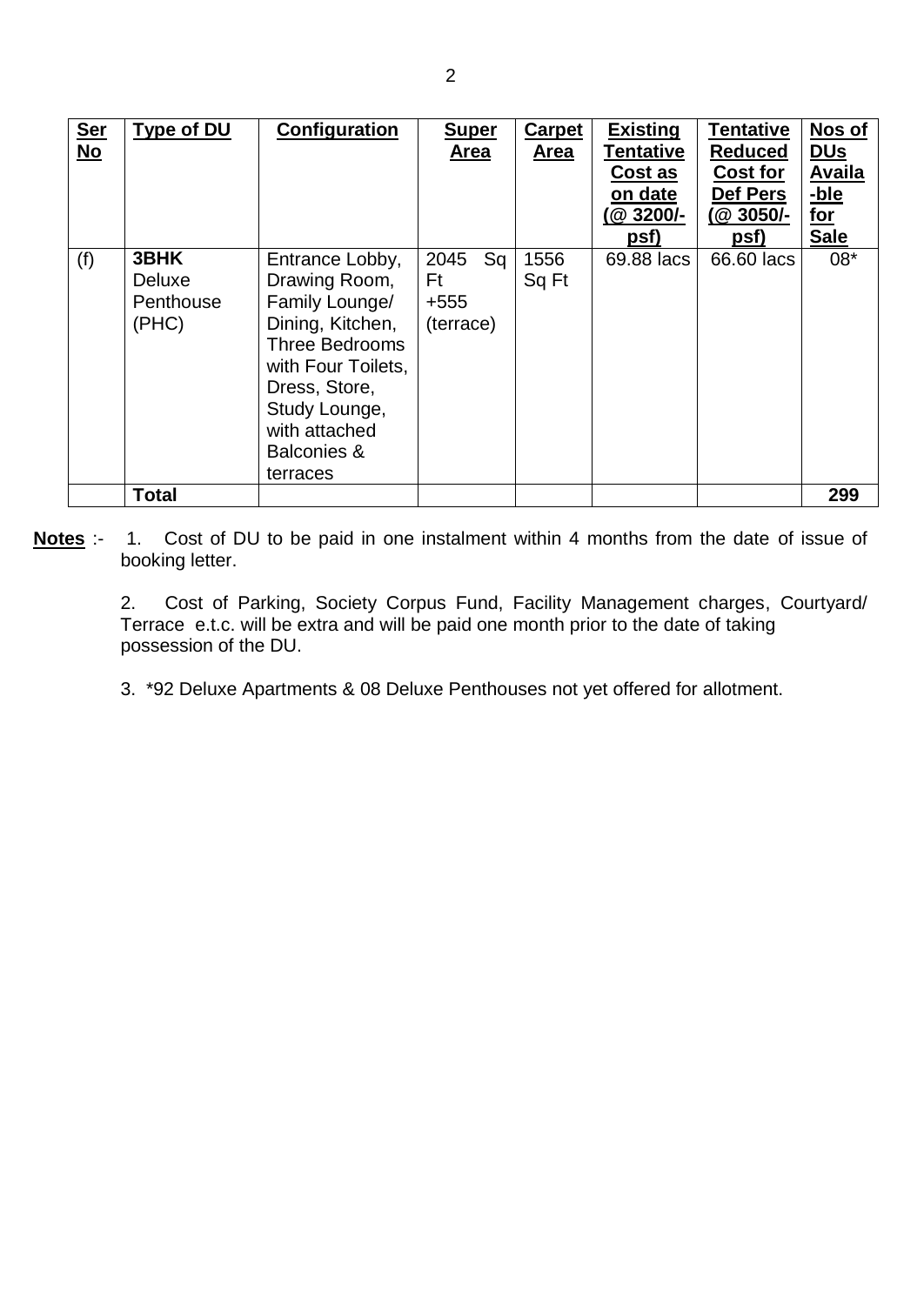| Ser No | Type of DU | Configuration | Super Area | Carpet Area | Existing Tentative Cost as on date (@ 3200/- psf) | Tentative Reduced Cost for Def Pers (@ 3050/- psf) | Nos of DUs Availa -ble for Sale |
|---|---|---|---|---|---|---|---|
| (f) | **3BHK** Deluxe Penthouse (PHC) | Entrance Lobby, Drawing Room, Family Lounge/ Dining, Kitchen, Three Bedrooms with Four Toilets, Dress, Store, Study Lounge, with attached Balconies & terraces | 2045 Sq Ft +555 (terrace) | 1556 Sq Ft | 69.88 lacs | 66.60 lacs | 08* |
| | **Total** | | | | | | **299** |

**Notes** :- 1. Cost of DU to be paid in one instalment within 4 months from the date of issue of booking letter.

2. Cost of Parking, Society Corpus Fund, Facility Management charges, Courtyard/ Terrace e.t.c. will be extra and will be paid one month prior to the date of taking possession of the DU.

3. *92 Deluxe Apartments & 08 Deluxe Penthouses not yet offered for allotment.